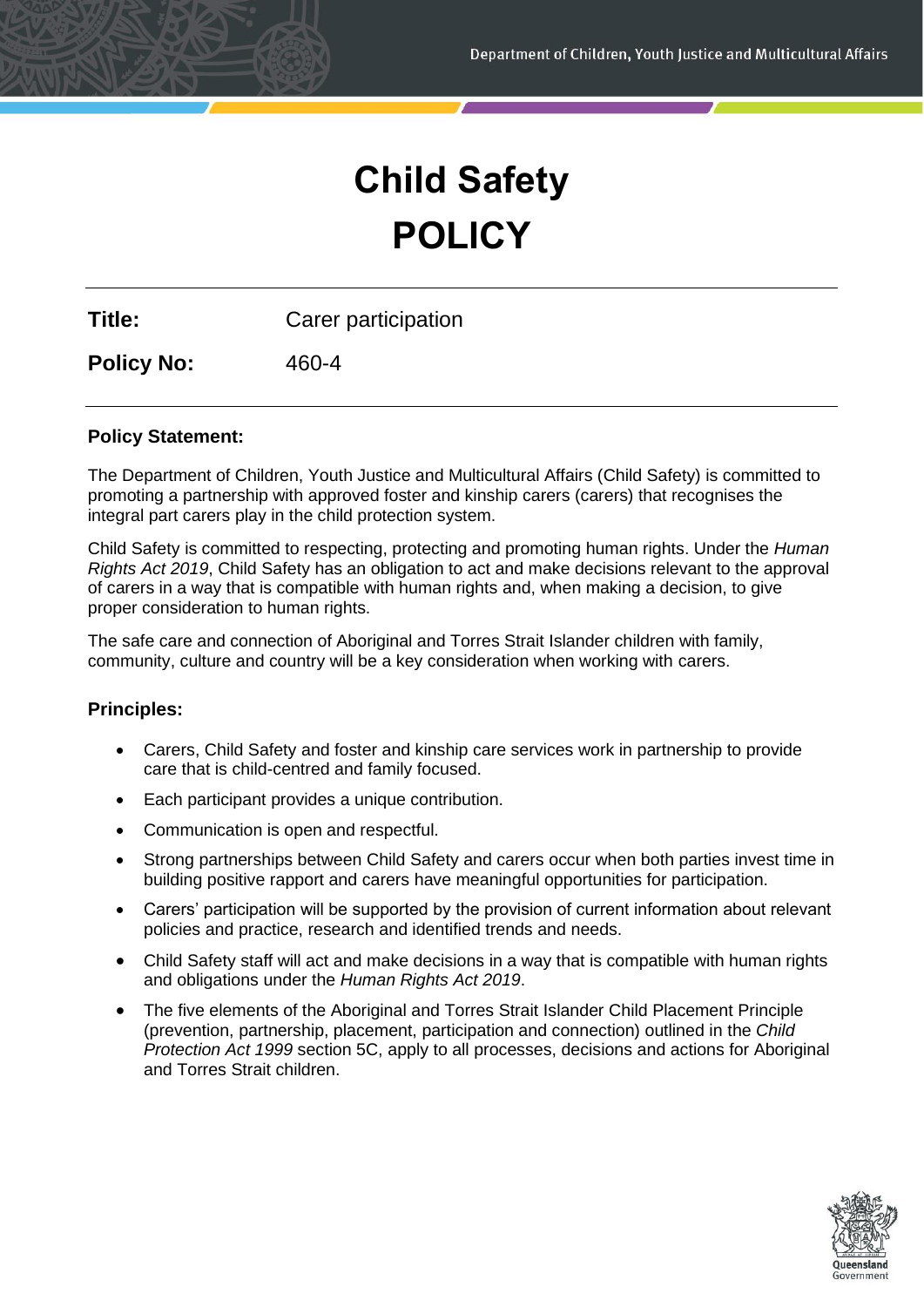# Child Safety

# POLICY

**Title:** Carer participation

**Policy No:** 460-4

**Policy Statement:**

The Department of Children, Youth Justice and Multicultural Affairs (Child Safety) is committed to promoting a partnership with approved foster and kinship carers (carers) that recognises the integral part carers play in the child protection system.

Child Safety is committed to respecting, protecting and promoting human rights. Under the *Human Rights Act 2019*, Child Safety has an obligation to act and make decisions relevant to the approval of carers in a way that is compatible with human rights and, when making a decision, to give proper consideration to human rights.

The safe care and connection of Aboriginal and Torres Strait Islander children with family, community, culture and country will be a key consideration when working with carers.

**Principles:**

- Carers, Child Safety and foster and kinship care services work in partnership to provide care that is child-centred and family focused.
- Each participant provides a unique contribution.
- Communication is open and respectful.
- Strong partnerships between Child Safety and carers occur when both parties invest time in building positive rapport and carers have meaningful opportunities for participation.
- Carers' participation will be supported by the provision of current information about relevant policies and practice, research and identified trends and needs.
- Child Safety staff will act and make decisions in a way that is compatible with human rights and obligations under the *Human Rights Act 2019*.
- The five elements of the Aboriginal and Torres Strait Islander Child Placement Principle (prevention, partnership, placement, participation and connection) outlined in the *Child Protection Act 1999* section 5C, apply to all processes, decisions and actions for Aboriginal and Torres Strait children.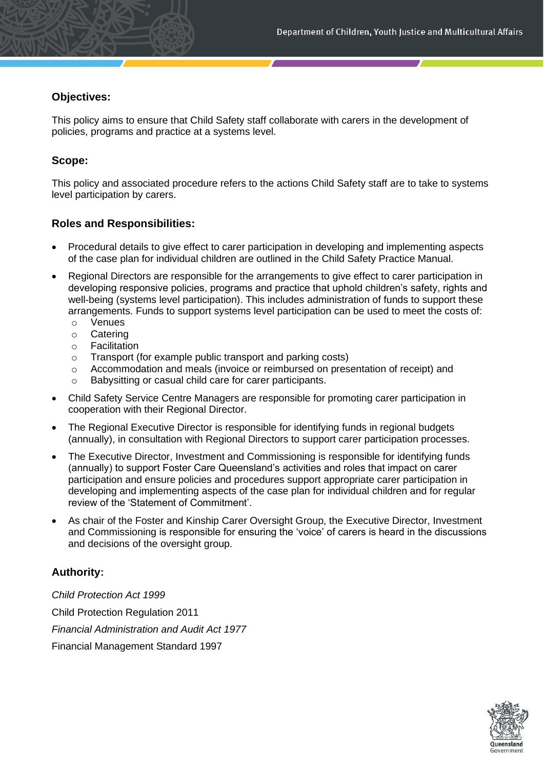## Objectives:

This policy aims to ensure that Child Safety staff collaborate with carers in the development of policies, programs and practice at a systems level.

## Scope:

This policy and associated procedure refers to the actions Child Safety staff are to take to systems level participation by carers.

## Roles and Responsibilities:

- Procedural details to give effect to carer participation in developing and implementing aspects of the case plan for individual children are outlined in the Child Safety Practice Manual.
- Regional Directors are responsible for the arrangements to give effect to carer participation in developing responsive policies, programs and practice that uphold children's safety, rights and well-being (systems level participation). This includes administration of funds to support these arrangements. Funds to support systems level participation can be used to meet the costs of:
  - Venues
  - Catering
  - Facilitation
  - Transport (for example public transport and parking costs)
  - Accommodation and meals (invoice or reimbursed on presentation of receipt) and
  - Babysitting or casual child care for carer participants.
- Child Safety Service Centre Managers are responsible for promoting carer participation in cooperation with their Regional Director.
- The Regional Executive Director is responsible for identifying funds in regional budgets (annually), in consultation with Regional Directors to support carer participation processes.
- The Executive Director, Investment and Commissioning is responsible for identifying funds (annually) to support Foster Care Queensland's activities and roles that impact on carer participation and ensure policies and procedures support appropriate carer participation in developing and implementing aspects of the case plan for individual children and for regular review of the 'Statement of Commitment'.
- As chair of the Foster and Kinship Carer Oversight Group, the Executive Director, Investment and Commissioning is responsible for ensuring the 'voice' of carers is heard in the discussions and decisions of the oversight group.

## Authority:

*Child Protection Act 1999*

Child Protection Regulation 2011

*Financial Administration and Audit Act 1977*

Financial Management Standard 1997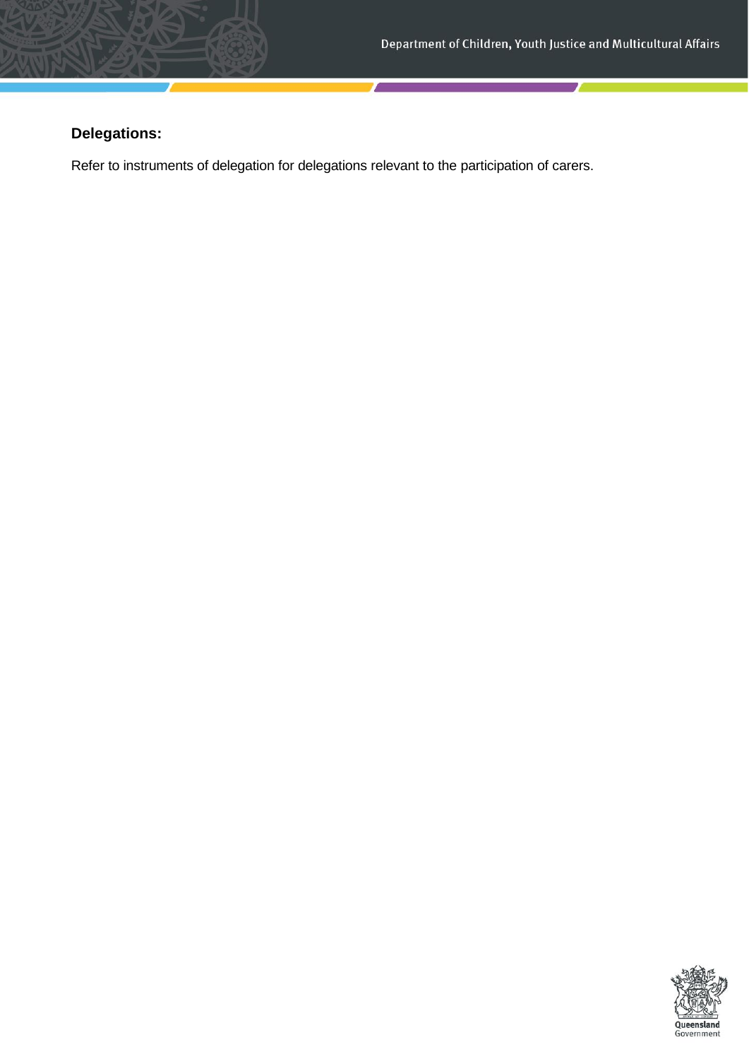**Delegations:**

Refer to instruments of delegation for delegations relevant to the participation of carers.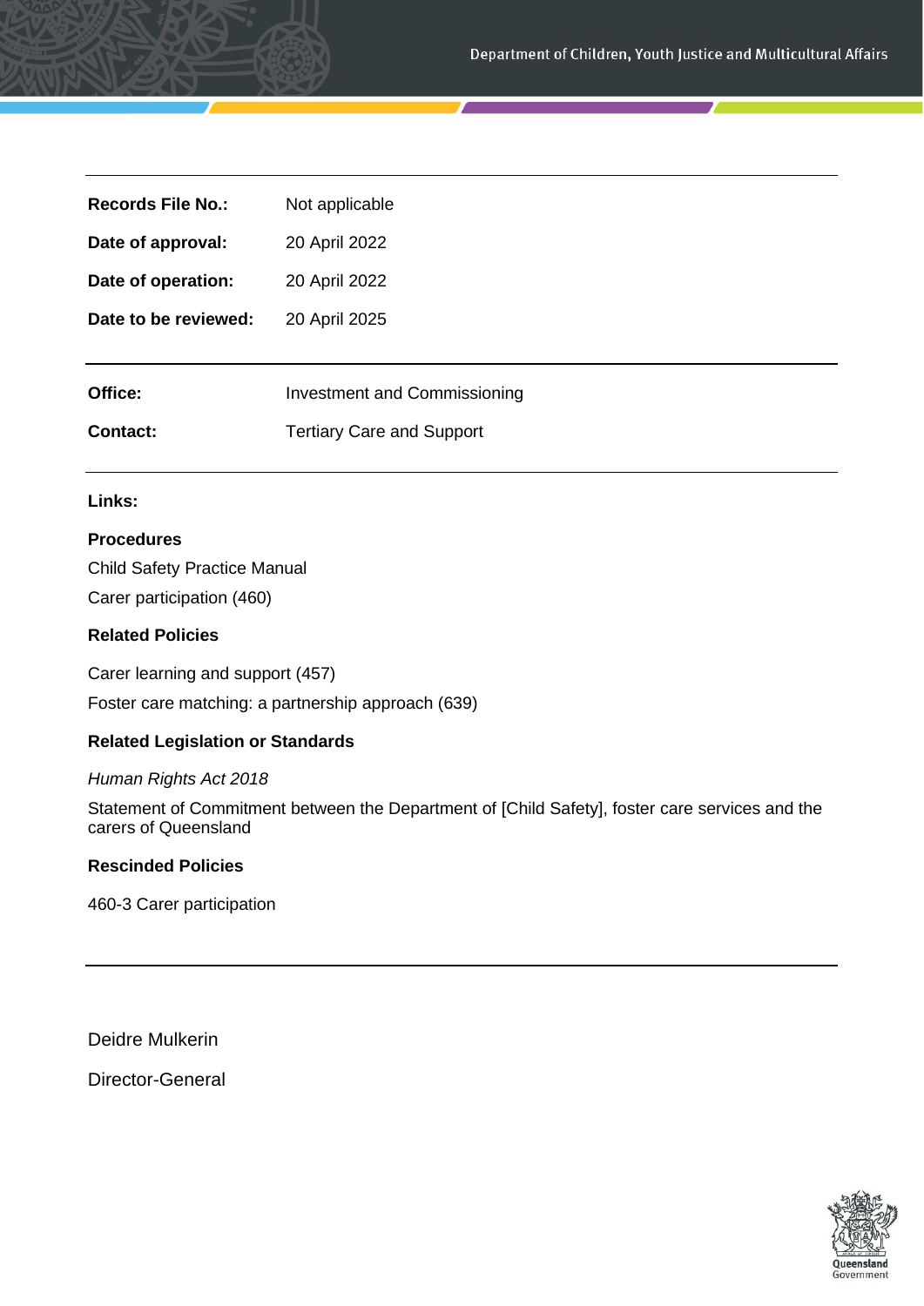| | |
|---|---|
| **Records File No.:** | Not applicable |
| **Date of approval:** | 20 April 2022 |
| **Date of operation:** | 20 April 2022 |
| **Date to be reviewed:** | 20 April 2025 |

| | |
|---|---|
| **Office:** | Investment and Commissioning |
| **Contact:** | Tertiary Care and Support |

**Links:**

**Procedures**

Child Safety Practice Manual

Carer participation (460)

**Related Policies**

Carer learning and support (457)

Foster care matching: a partnership approach (639)

**Related Legislation or Standards**

*Human Rights Act 2018*

Statement of Commitment between the Department of [Child Safety], foster care services and the carers of Queensland

**Rescinded Policies**

460-3 Carer participation

Deidre Mulkerin

Director-General